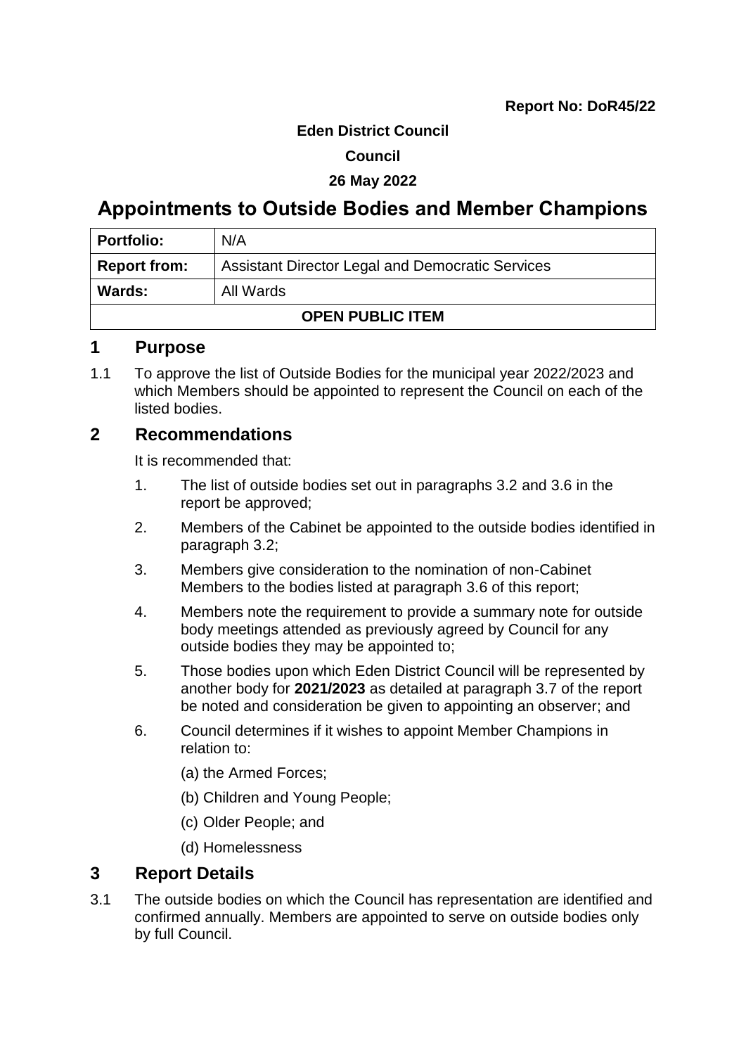**Report No: DoR45/22**

**Eden District Council**

**Council**

**26 May 2022**

# Appointments to Outside Bodies and Member Champions

| **Portfolio:** | N/A |
|---|---|
| **Report from:** | Assistant Director Legal and Democratic Services |
| **Wards:** | All Wards |
| **OPEN PUBLIC ITEM** | |

## 1 Purpose

1.1 To approve the list of Outside Bodies for the municipal year 2022/2023 and which Members should be appointed to represent the Council on each of the listed bodies.

## 2 Recommendations

It is recommended that:

1. The list of outside bodies set out in paragraphs 3.2 and 3.6 in the report be approved;
2. Members of the Cabinet be appointed to the outside bodies identified in paragraph 3.2;
3. Members give consideration to the nomination of non-Cabinet Members to the bodies listed at paragraph 3.6 of this report;
4. Members note the requirement to provide a summary note for outside body meetings attended as previously agreed by Council for any outside bodies they may be appointed to;
5. Those bodies upon which Eden District Council will be represented by another body for **2021/2023** as detailed at paragraph 3.7 of the report be noted and consideration be given to appointing an observer; and
6. Council determines if it wishes to appoint Member Champions in relation to:

   (a) the Armed Forces;

   (b) Children and Young People;

   (c) Older People; and

   (d) Homelessness

## 3 Report Details

3.1 The outside bodies on which the Council has representation are identified and confirmed annually. Members are appointed to serve on outside bodies only by full Council.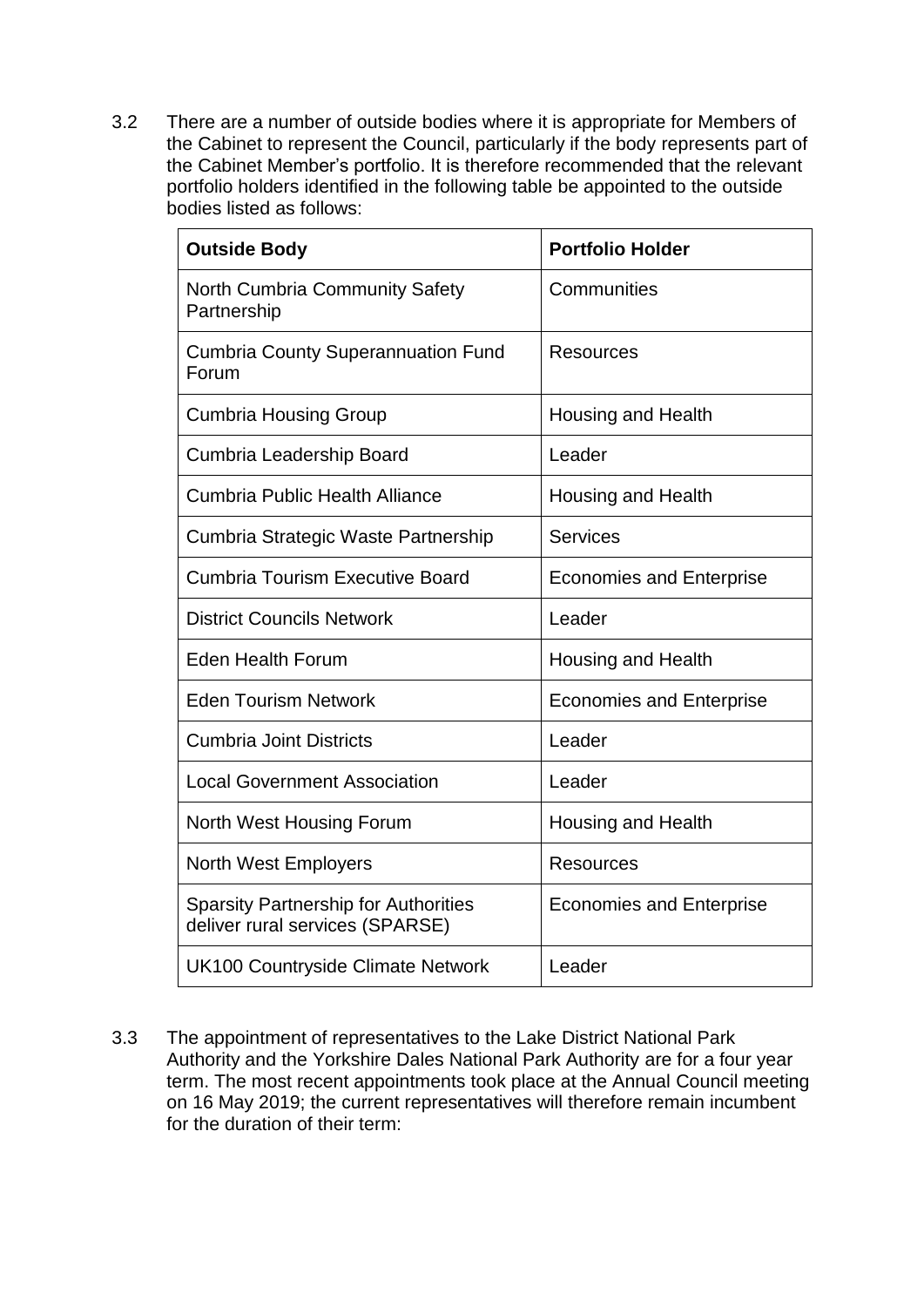3.2 There are a number of outside bodies where it is appropriate for Members of the Cabinet to represent the Council, particularly if the body represents part of the Cabinet Member's portfolio. It is therefore recommended that the relevant portfolio holders identified in the following table be appointed to the outside bodies listed as follows:

| Outside Body | Portfolio Holder |
|---|---|
| North Cumbria Community Safety Partnership | Communities |
| Cumbria County Superannuation Fund Forum | Resources |
| Cumbria Housing Group | Housing and Health |
| Cumbria Leadership Board | Leader |
| Cumbria Public Health Alliance | Housing and Health |
| Cumbria Strategic Waste Partnership | Services |
| Cumbria Tourism Executive Board | Economies and Enterprise |
| District Councils Network | Leader |
| Eden Health Forum | Housing and Health |
| Eden Tourism Network | Economies and Enterprise |
| Cumbria Joint Districts | Leader |
| Local Government Association | Leader |
| North West Housing Forum | Housing and Health |
| North West Employers | Resources |
| Sparsity Partnership for Authorities deliver rural services (SPARSE) | Economies and Enterprise |
| UK100 Countryside Climate Network | Leader |

3.3 The appointment of representatives to the Lake District National Park Authority and the Yorkshire Dales National Park Authority are for a four year term. The most recent appointments took place at the Annual Council meeting on 16 May 2019; the current representatives will therefore remain incumbent for the duration of their term: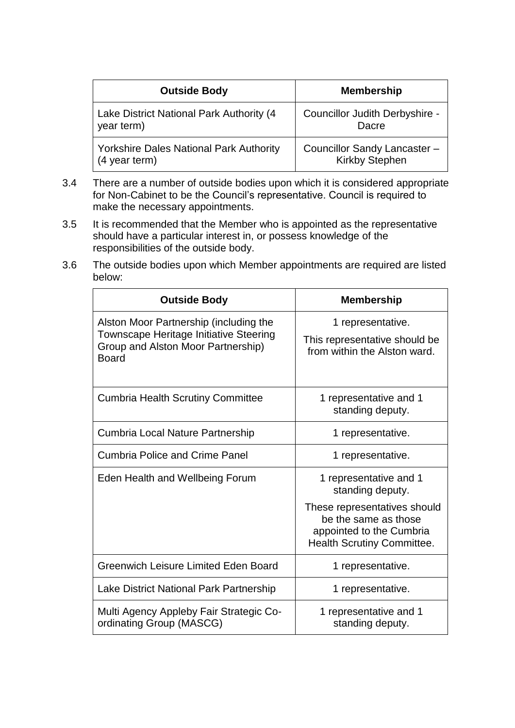| Outside Body | Membership |
|---|---|
| Lake District National Park Authority (4 year term) | Councillor Judith Derbyshire - Dacre |
| Yorkshire Dales National Park Authority (4 year term) | Councillor Sandy Lancaster – Kirkby Stephen |

3.4 There are a number of outside bodies upon which it is considered appropriate for Non-Cabinet to be the Council's representative. Council is required to make the necessary appointments.

3.5 It is recommended that the Member who is appointed as the representative should have a particular interest in, or possess knowledge of the responsibilities of the outside body.

3.6 The outside bodies upon which Member appointments are required are listed below:

| Outside Body | Membership |
|---|---|
| Alston Moor Partnership (including the Townscape Heritage Initiative Steering Group and Alston Moor Partnership) Board | 1 representative. This representative should be from within the Alston ward. |
| Cumbria Health Scrutiny Committee | 1 representative and 1 standing deputy. |
| Cumbria Local Nature Partnership | 1 representative. |
| Cumbria Police and Crime Panel | 1 representative. |
| Eden Health and Wellbeing Forum | 1 representative and 1 standing deputy. These representatives should be the same as those appointed to the Cumbria Health Scrutiny Committee. |
| Greenwich Leisure Limited Eden Board | 1 representative. |
| Lake District National Park Partnership | 1 representative. |
| Multi Agency Appleby Fair Strategic Co-ordinating Group (MASCG) | 1 representative and 1 standing deputy. |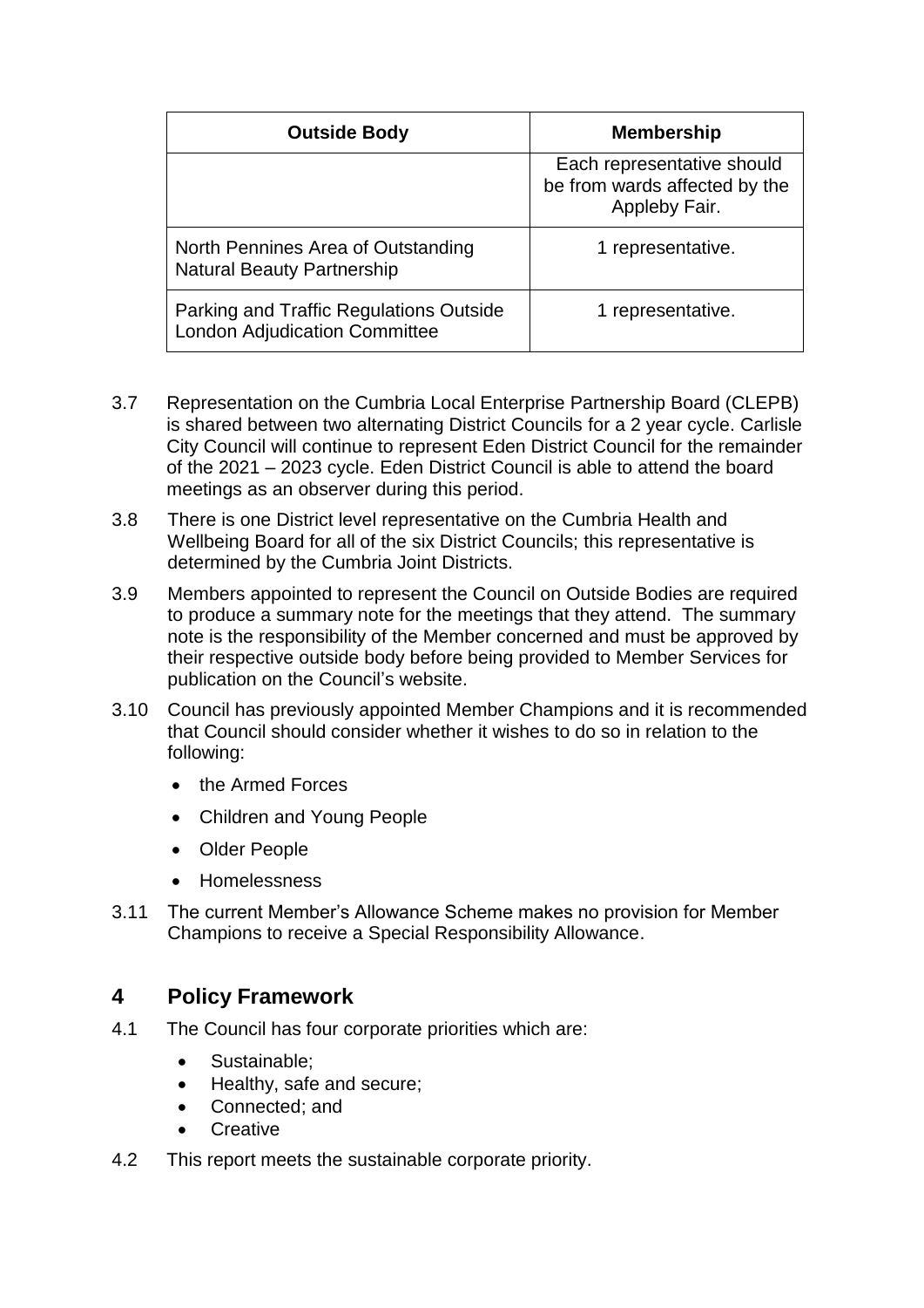| Outside Body | Membership |
|---|---|
| | Each representative should be from wards affected by the Appleby Fair. |
| North Pennines Area of Outstanding Natural Beauty Partnership | 1 representative. |
| Parking and Traffic Regulations Outside London Adjudication Committee | 1 representative. |

3.7 Representation on the Cumbria Local Enterprise Partnership Board (CLEPB) is shared between two alternating District Councils for a 2 year cycle. Carlisle City Council will continue to represent Eden District Council for the remainder of the 2021 – 2023 cycle. Eden District Council is able to attend the board meetings as an observer during this period.

3.8 There is one District level representative on the Cumbria Health and Wellbeing Board for all of the six District Councils; this representative is determined by the Cumbria Joint Districts.

3.9 Members appointed to represent the Council on Outside Bodies are required to produce a summary note for the meetings that they attend. The summary note is the responsibility of the Member concerned and must be approved by their respective outside body before being provided to Member Services for publication on the Council's website.

3.10 Council has previously appointed Member Champions and it is recommended that Council should consider whether it wishes to do so in relation to the following:

- the Armed Forces
- Children and Young People
- Older People
- Homelessness

3.11 The current Member's Allowance Scheme makes no provision for Member Champions to receive a Special Responsibility Allowance.

## 4 Policy Framework

4.1 The Council has four corporate priorities which are:

- Sustainable;
- Healthy, safe and secure;
- Connected; and
- Creative

4.2 This report meets the sustainable corporate priority.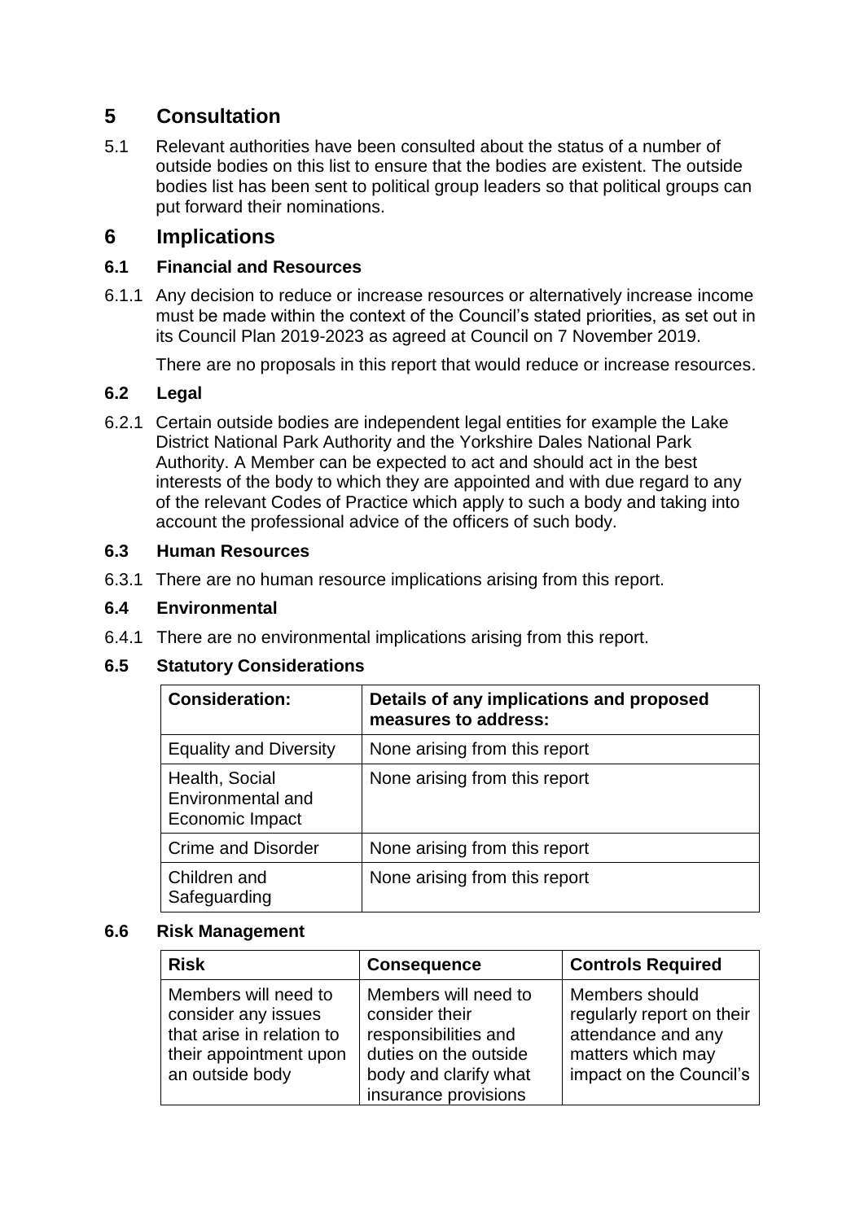## 5 Consultation

5.1 Relevant authorities have been consulted about the status of a number of outside bodies on this list to ensure that the bodies are existent. The outside bodies list has been sent to political group leaders so that political groups can put forward their nominations.

## 6 Implications

### 6.1 Financial and Resources

6.1.1 Any decision to reduce or increase resources or alternatively increase income must be made within the context of the Council's stated priorities, as set out in its Council Plan 2019-2023 as agreed at Council on 7 November 2019.

There are no proposals in this report that would reduce or increase resources.

### 6.2 Legal

6.2.1 Certain outside bodies are independent legal entities for example the Lake District National Park Authority and the Yorkshire Dales National Park Authority. A Member can be expected to act and should act in the best interests of the body to which they are appointed and with due regard to any of the relevant Codes of Practice which apply to such a body and taking into account the professional advice of the officers of such body.

### 6.3 Human Resources

6.3.1 There are no human resource implications arising from this report.

### 6.4 Environmental

6.4.1 There are no environmental implications arising from this report.

### 6.5 Statutory Considerations

| Consideration: | Details of any implications and proposed measures to address: |
| --- | --- |
| Equality and Diversity | None arising from this report |
| Health, Social Environmental and Economic Impact | None arising from this report |
| Crime and Disorder | None arising from this report |
| Children and Safeguarding | None arising from this report |

### 6.6 Risk Management

| Risk | Consequence | Controls Required |
| --- | --- | --- |
| Members will need to consider any issues that arise in relation to their appointment upon an outside body | Members will need to consider their responsibilities and duties on the outside body and clarify what insurance provisions | Members should regularly report on their attendance and any matters which may impact on the Council's |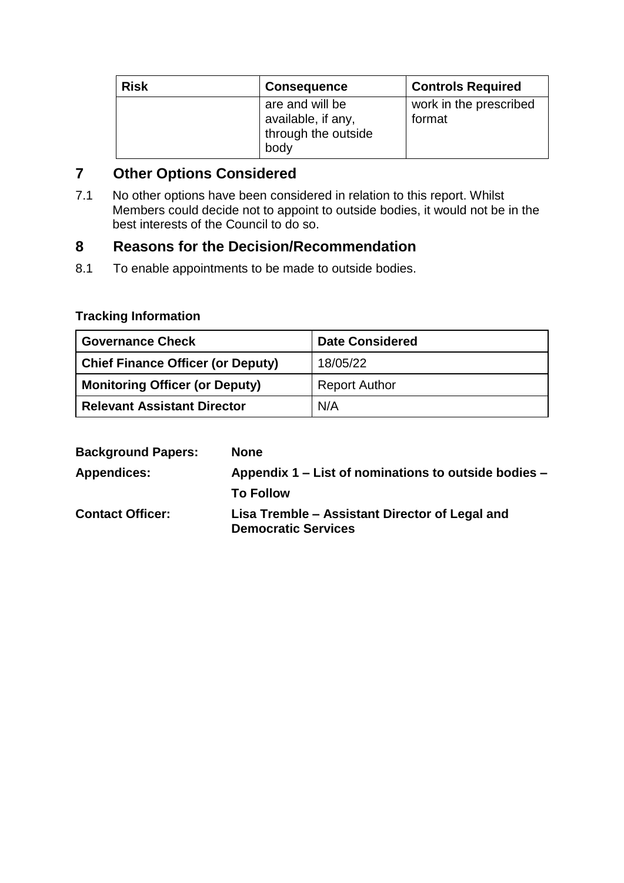| Risk | Consequence | Controls Required |
| --- | --- | --- |
| | are and will be available, if any, through the outside body | work in the prescribed format |

## 7 Other Options Considered

7.1 No other options have been considered in relation to this report. Whilst Members could decide not to appoint to outside bodies, it would not be in the best interests of the Council to do so.

## 8 Reasons for the Decision/Recommendation

8.1 To enable appointments to be made to outside bodies.

**Tracking Information**

| Governance Check | Date Considered |
| --- | --- |
| **Chief Finance Officer (or Deputy)** | 18/05/22 |
| **Monitoring Officer (or Deputy)** | Report Author |
| **Relevant Assistant Director** | N/A |

**Background Papers:** **None**

**Appendices:** **Appendix 1 – List of nominations to outside bodies – To Follow**

**Contact Officer:** **Lisa Tremble – Assistant Director of Legal and Democratic Services**